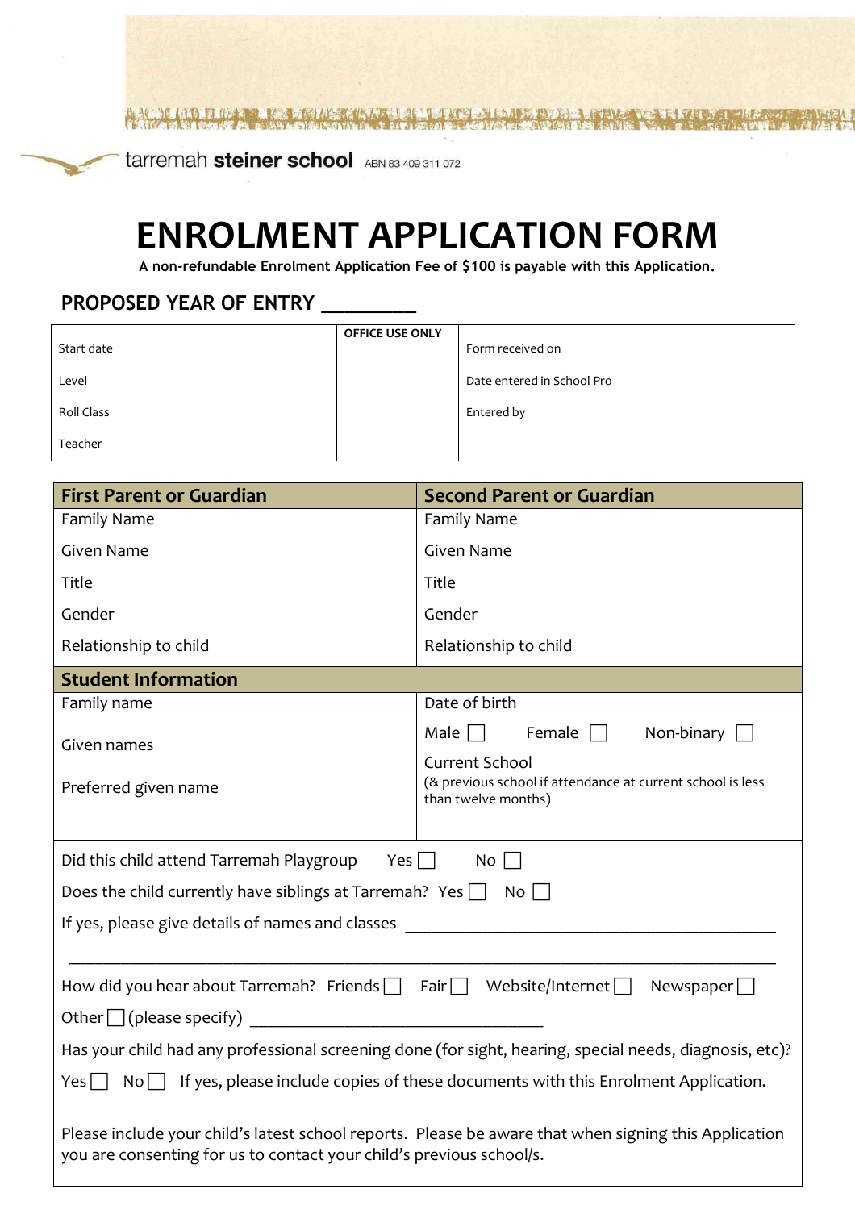tarremah **steiner school** ABN 83 409 311 072

# ENROLMENT APPLICATION FORM

**A non-refundable Enrolment Application Fee of $100 is payable with this Application.**

## PROPOSED YEAR OF ENTRY ________

| | OFFICE USE ONLY | |
|---|---|---|
| Start date | | Form received on |
| Level | | Date entered in School Pro |
| Roll Class | | Entered by |
| Teacher | | |

| **First Parent or Guardian** | **Second Parent or Guardian** |
|---|---|
| Family Name | Family Name |
| Given Name | Given Name |
| Title | Title |
| Gender | Gender |
| Relationship to child | Relationship to child |
| **Student Information** | |
| Family name | Date of birth |
| Given names | Male ☐ Female ☐ Non-binary ☐ |
| Preferred given name | Current School (& previous school if attendance at current school is less than twelve months) |

Did this child attend Tarremah Playgroup Yes ☐ No ☐

Does the child currently have siblings at Tarremah? Yes ☐ No ☐

If yes, please give details of names and classes ____________________________________________

______________________________________________________________________________

How did you hear about Tarremah? Friends ☐ Fair ☐ Website/Internet ☐ Newspaper ☐

Other ☐ (please specify) __________________________________

Has your child had any professional screening done (for sight, hearing, special needs, diagnosis, etc)?

Yes ☐ No ☐ If yes, please include copies of these documents with this Enrolment Application.

Please include your child's latest school reports. Please be aware that when signing this Application you are consenting for us to contact your child's previous school/s.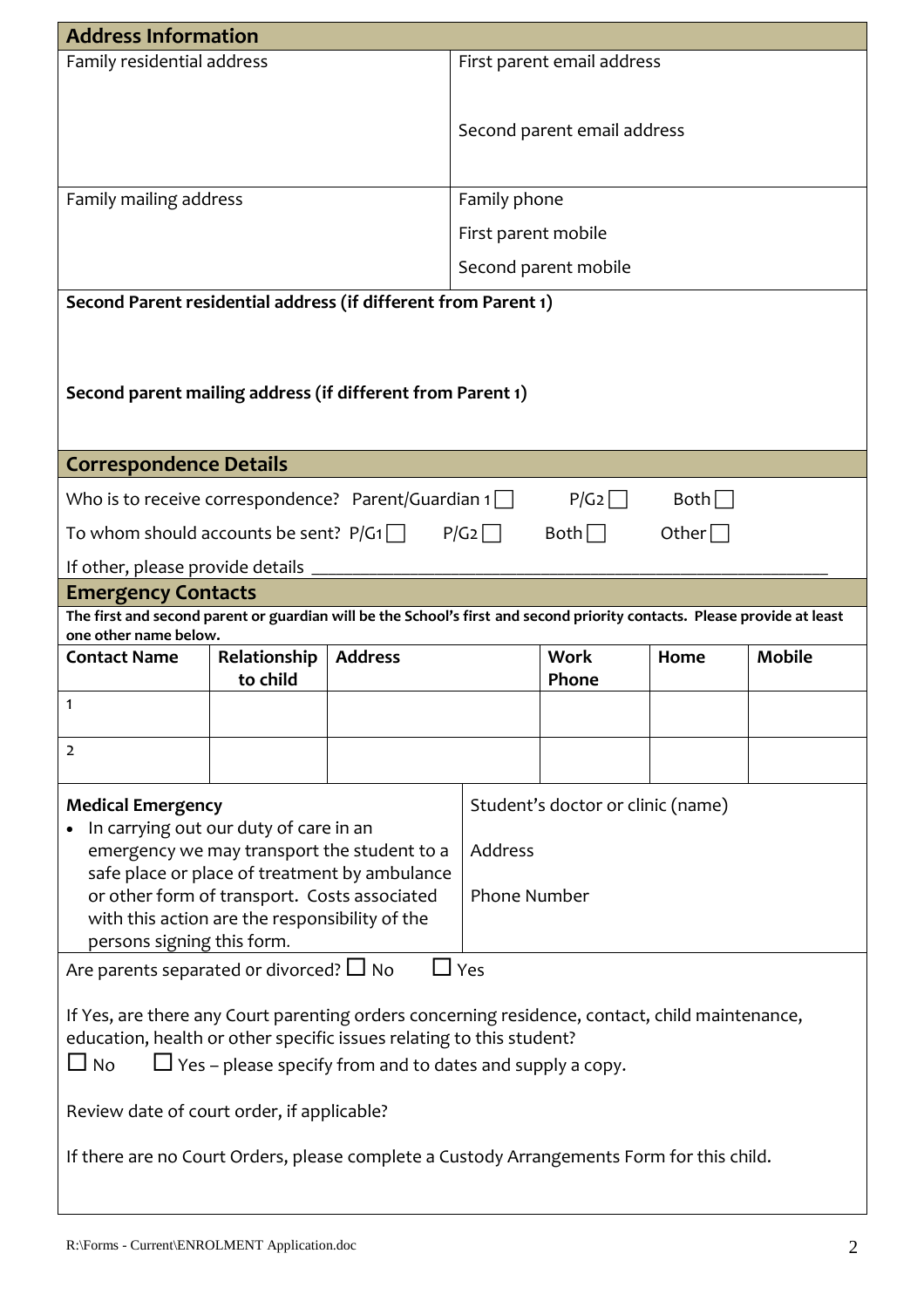## Address Information

| Family residential address | First parent email address<br><br>Second parent email address |
|---|---|
| Family mailing address | Family phone<br>First parent mobile<br>Second parent mobile |

**Second Parent residential address (if different from Parent 1)**

**Second parent mailing address (if different from Parent 1)**

## Correspondence Details

Who is to receive correspondence? Parent/Guardian 1 ☐ P/G2 ☐ Both ☐

To whom should accounts be sent? P/G1 ☐ P/G2 ☐ Both ☐ Other ☐

If other, please provide details ____________________________________________

## Emergency Contacts

**The first and second parent or guardian will be the School's first and second priority contacts. Please provide at least one other name below.**

| Contact Name | Relationship to child | Address | Work Phone | Home | Mobile |
|---|---|---|---|---|---|
| 1 | | | | | |
| 2 | | | | | |

| **Medical Emergency**<br>• In carrying out our duty of care in an emergency we may transport the student to a safe place or place of treatment by ambulance or other form of transport. Costs associated with this action are the responsibility of the persons signing this form. | Student's doctor or clinic (name)<br><br>Address<br><br>Phone Number |
|---|---|

Are parents separated or divorced? ☐ No ☐ Yes

If Yes, are there any Court parenting orders concerning residence, contact, child maintenance, education, health or other specific issues relating to this student?
☐ No ☐ Yes – please specify from and to dates and supply a copy.

Review date of court order, if applicable?

If there are no Court Orders, please complete a Custody Arrangements Form for this child.

R:\Forms - Current\ENROLMENT Application.doc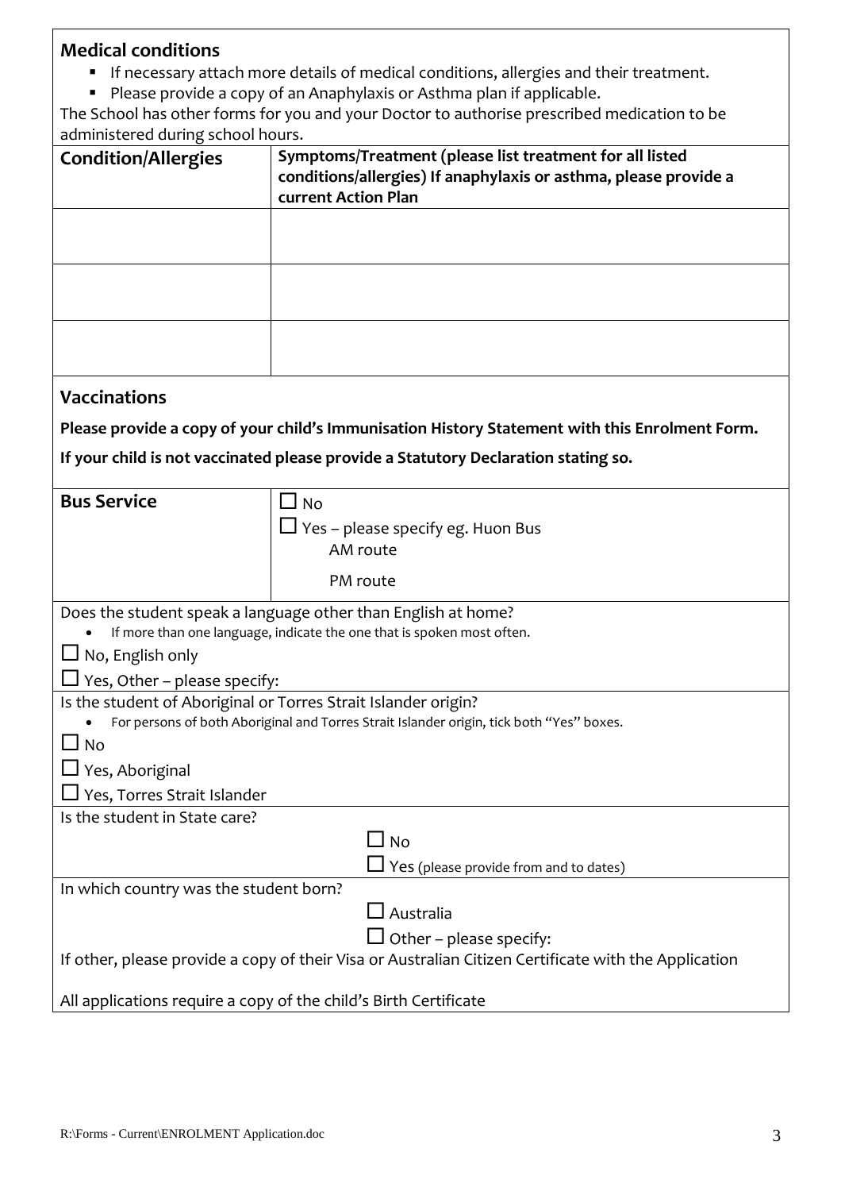## Medical conditions

- If necessary attach more details of medical conditions, allergies and their treatment.
- Please provide a copy of an Anaphylaxis or Asthma plan if applicable.

The School has other forms for you and your Doctor to authorise prescribed medication to be administered during school hours.

| **Condition/Allergies** | **Symptoms/Treatment (please list treatment for all listed conditions/allergies) If anaphylaxis or asthma, please provide a current Action Plan** |
| --- | --- |
| | |
| | |
| | |

## Vaccinations

**Please provide a copy of your child's Immunisation History Statement with this Enrolment Form.**

**If your child is not vaccinated please provide a Statutory Declaration stating so.**

| **Bus Service** | ☐ No<br>☐ Yes – please specify eg. Huon Bus<br>AM route<br>PM route |
| --- | --- |

Does the student speak a language other than English at home?

- If more than one language, indicate the one that is spoken most often.

☐ No, English only

☐ Yes, Other – please specify:

Is the student of Aboriginal or Torres Strait Islander origin?

- For persons of both Aboriginal and Torres Strait Islander origin, tick both "Yes" boxes.

☐ No

☐ Yes, Aboriginal

☐ Yes, Torres Strait Islander

Is the student in State care?

☐ No

☐ Yes (please provide from and to dates)

In which country was the student born?

☐ Australia

☐ Other – please specify:

If other, please provide a copy of their Visa or Australian Citizen Certificate with the Application

All applications require a copy of the child's Birth Certificate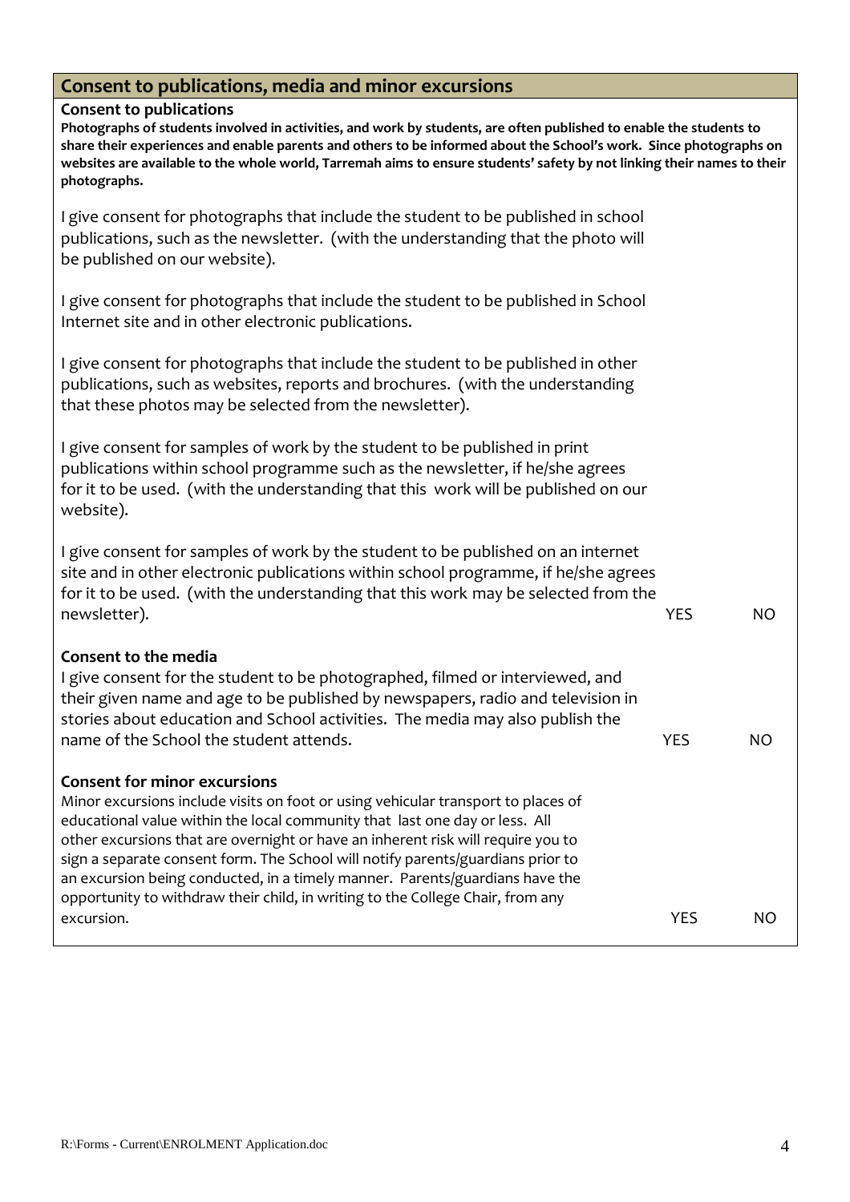## Consent to publications, media and minor excursions

### Consent to publications

**Photographs of students involved in activities, and work by students, are often published to enable the students to share their experiences and enable parents and others to be informed about the School's work. Since photographs on websites are available to the whole world, Tarremah aims to ensure students' safety by not linking their names to their photographs.**

I give consent for photographs that include the student to be published in school publications, such as the newsletter. (with the understanding that the photo will be published on our website).

I give consent for photographs that include the student to be published in School Internet site and in other electronic publications.

I give consent for photographs that include the student to be published in other publications, such as websites, reports and brochures. (with the understanding that these photos may be selected from the newsletter).

I give consent for samples of work by the student to be published in print publications within school programme such as the newsletter, if he/she agrees for it to be used. (with the understanding that this work will be published on our website).

I give consent for samples of work by the student to be published on an internet site and in other electronic publications within school programme, if he/she agrees for it to be used. (with the understanding that this work may be selected from the newsletter). YES NO

### Consent to the media

I give consent for the student to be photographed, filmed or interviewed, and their given name and age to be published by newspapers, radio and television in stories about education and School activities. The media may also publish the name of the School the student attends. YES NO

### Consent for minor excursions

Minor excursions include visits on foot or using vehicular transport to places of educational value within the local community that last one day or less. All other excursions that are overnight or have an inherent risk will require you to sign a separate consent form. The School will notify parents/guardians prior to an excursion being conducted, in a timely manner. Parents/guardians have the opportunity to withdraw their child, in writing to the College Chair, from any excursion. YES NO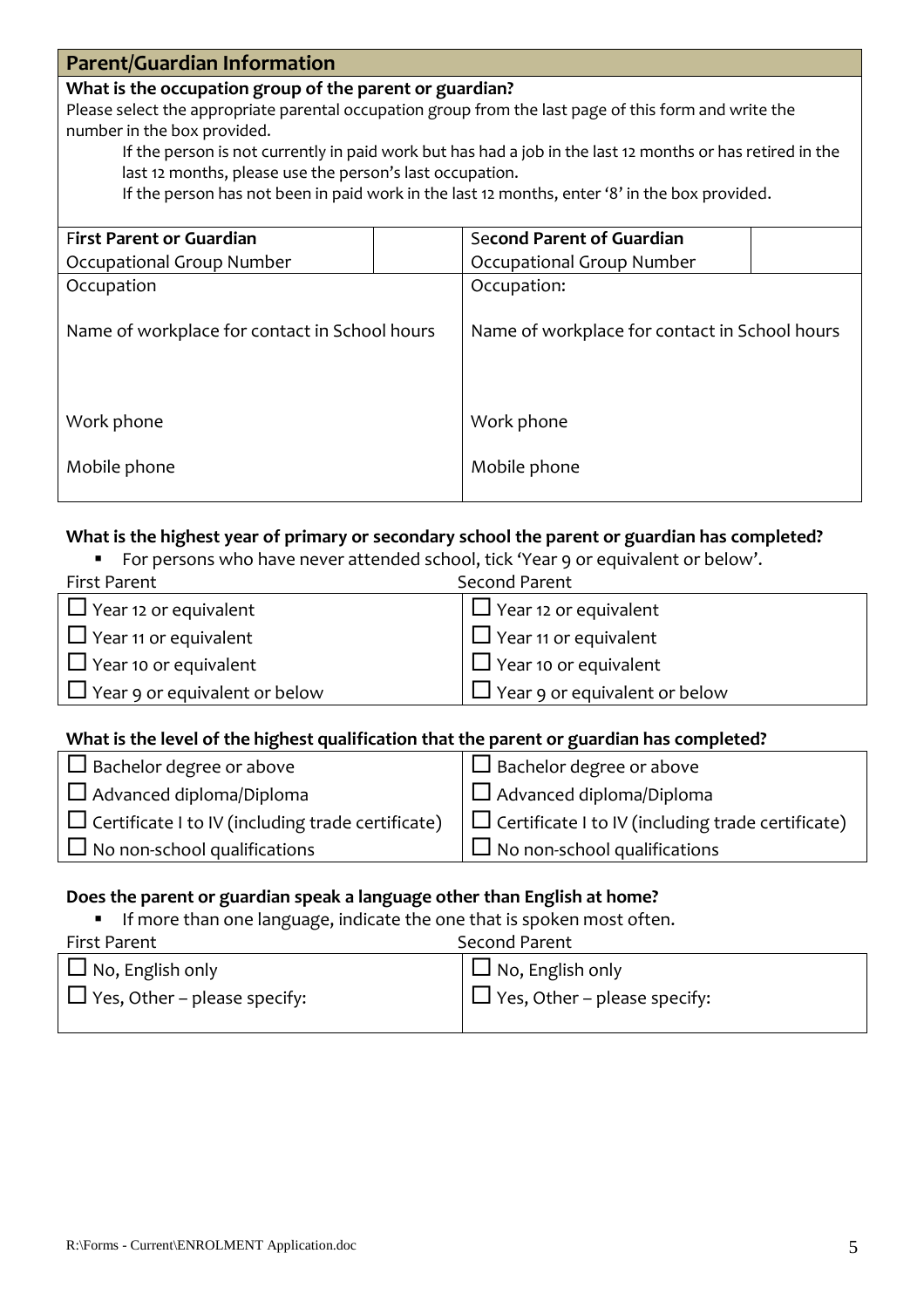## Parent/Guardian Information

**What is the occupation group of the parent or guardian?**

Please select the appropriate parental occupation group from the last page of this form and write the number in the box provided.

If the person is not currently in paid work but has had a job in the last 12 months or has retired in the last 12 months, please use the person's last occupation.

If the person has not been in paid work in the last 12 months, enter '8' in the box provided.

| First Parent or Guardian | | Second Parent of Guardian | |
|---|---|---|---|
| Occupational Group Number | | Occupational Group Number | |
| Occupation | | Occupation: | |
| Name of workplace for contact in School hours | | Name of workplace for contact in School hours | |
| Work phone | | Work phone | |
| Mobile phone | | Mobile phone | |

**What is the highest year of primary or secondary school the parent or guardian has completed?**

- For persons who have never attended school, tick 'Year 9 or equivalent or below'.

| First Parent | Second Parent |
|---|---|
| ☐ Year 12 or equivalent | ☐ Year 12 or equivalent |
| ☐ Year 11 or equivalent | ☐ Year 11 or equivalent |
| ☐ Year 10 or equivalent | ☐ Year 10 or equivalent |
| ☐ Year 9 or equivalent or below | ☐ Year 9 or equivalent or below |

**What is the level of the highest qualification that the parent or guardian has completed?**

| | |
|---|---|
| ☐ Bachelor degree or above | ☐ Bachelor degree or above |
| ☐ Advanced diploma/Diploma | ☐ Advanced diploma/Diploma |
| ☐ Certificate I to IV (including trade certificate) | ☐ Certificate I to IV (including trade certificate) |
| ☐ No non-school qualifications | ☐ No non-school qualifications |

**Does the parent or guardian speak a language other than English at home?**

- If more than one language, indicate the one that is spoken most often.

| First Parent | Second Parent |
|---|---|
| ☐ No, English only | ☐ No, English only |
| ☐ Yes, Other – please specify: | ☐ Yes, Other – please specify: |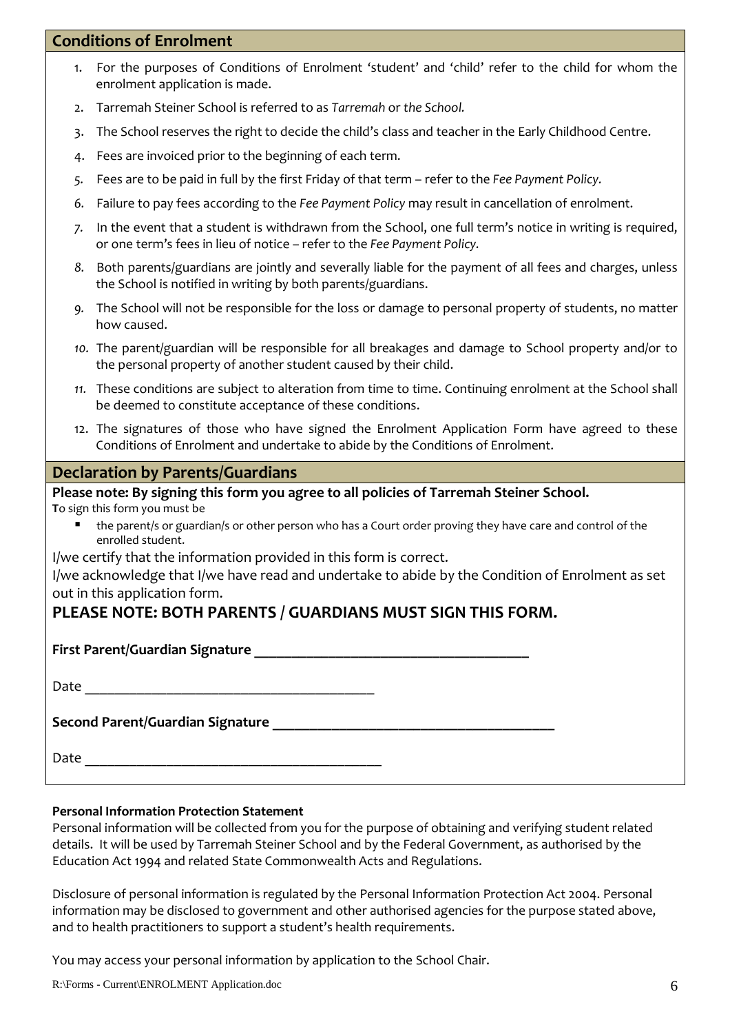## Conditions of Enrolment

1. For the purposes of Conditions of Enrolment 'student' and 'child' refer to the child for whom the enrolment application is made.
2. Tarremah Steiner School is referred to as *Tarremah* or *the School.*
3. The School reserves the right to decide the child's class and teacher in the Early Childhood Centre.
4. Fees are invoiced prior to the beginning of each term.
5. Fees are to be paid in full by the first Friday of that term – refer to the *Fee Payment Policy.*
6. Failure to pay fees according to the *Fee Payment Policy* may result in cancellation of enrolment.
7. In the event that a student is withdrawn from the School, one full term's notice in writing is required, or one term's fees in lieu of notice – refer to the *Fee Payment Policy.*
8. Both parents/guardians are jointly and severally liable for the payment of all fees and charges, unless the School is notified in writing by both parents/guardians.
9. The School will not be responsible for the loss or damage to personal property of students, no matter how caused.
10. The parent/guardian will be responsible for all breakages and damage to School property and/or to the personal property of another student caused by their child.
11. These conditions are subject to alteration from time to time. Continuing enrolment at the School shall be deemed to constitute acceptance of these conditions.
12. The signatures of those who have signed the Enrolment Application Form have agreed to these Conditions of Enrolment and undertake to abide by the Conditions of Enrolment.

## Declaration by Parents/Guardians

**Please note: By signing this form you agree to all policies of Tarremah Steiner School.**

To sign this form you must be

- the parent/s or guardian/s or other person who has a Court order proving they have care and control of the enrolled student.

I/we certify that the information provided in this form is correct.

I/we acknowledge that I/we have read and undertake to abide by the Condition of Enrolment as set out in this application form.

**PLEASE NOTE: BOTH PARENTS / GUARDIANS MUST SIGN THIS FORM.**

**First Parent/Guardian Signature** ______________________________________

Date ________________________________________

**Second Parent/Guardian Signature** ______________________________________

Date ________________________________________

**Personal Information Protection Statement**

Personal information will be collected from you for the purpose of obtaining and verifying student related details. It will be used by Tarremah Steiner School and by the Federal Government, as authorised by the Education Act 1994 and related State Commonwealth Acts and Regulations.

Disclosure of personal information is regulated by the Personal Information Protection Act 2004. Personal information may be disclosed to government and other authorised agencies for the purpose stated above, and to health practitioners to support a student's health requirements.

You may access your personal information by application to the School Chair.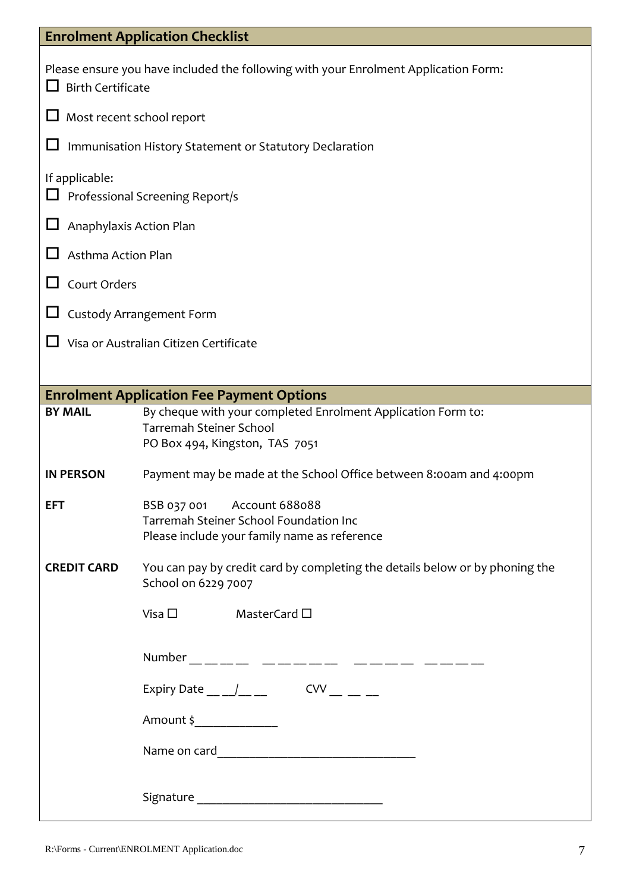## Enrolment Application Checklist

Please ensure you have included the following with your Enrolment Application Form:

- ☐ Birth Certificate
- ☐ Most recent school report
- ☐ Immunisation History Statement or Statutory Declaration

If applicable:

- ☐ Professional Screening Report/s
- ☐ Anaphylaxis Action Plan
- ☐ Asthma Action Plan
- ☐ Court Orders
- ☐ Custody Arrangement Form
- ☐ Visa or Australian Citizen Certificate

## Enrolment Application Fee Payment Options

**BY MAIL**
By cheque with your completed Enrolment Application Form to:
Tarremah Steiner School
PO Box 494, Kingston, TAS 7051

**IN PERSON**
Payment may be made at the School Office between 8:00am and 4:00pm

**EFT**
BSB 037 001 Account 688088
Tarremah Steiner School Foundation Inc
Please include your family name as reference

**CREDIT CARD**
You can pay by credit card by completing the details below or by phoning the School on 6229 7007

Visa ☐ MasterCard ☐

Number __ __ __ __ __ __ __ __ __ __ __ __ __ __ __ __ __

Expiry Date __ __/__ __ CVV __ __ __

Amount $_____________

Name on card_______________________________

Signature _____________________________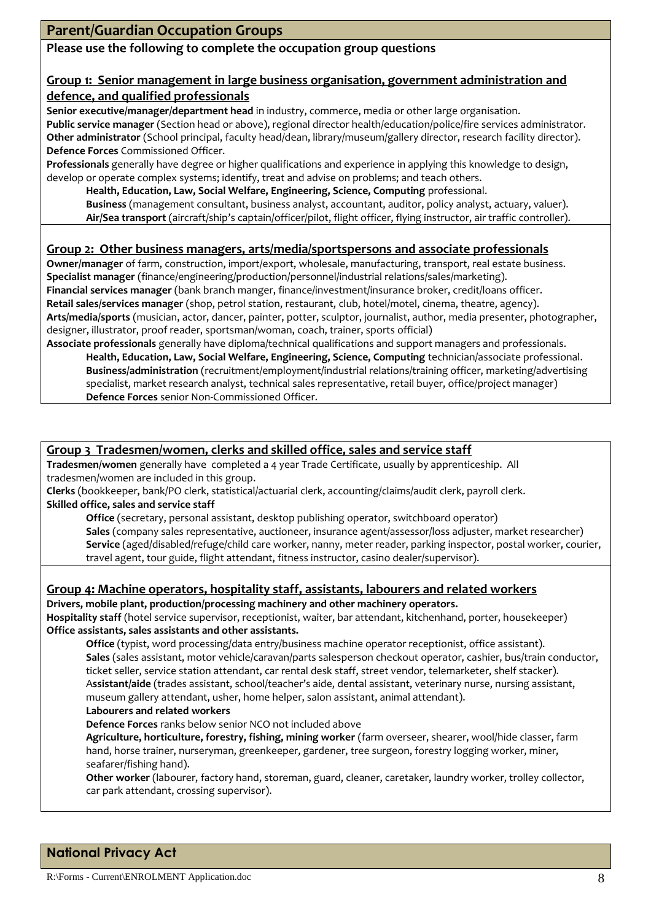## Parent/Guardian Occupation Groups

**Please use the following to complete the occupation group questions**

### Group 1: Senior management in large business organisation, government administration and defence, and qualified professionals

**Senior executive/manager/department head** in industry, commerce, media or other large organisation.
**Public service manager** (Section head or above), regional director health/education/police/fire services administrator.
**Other administrator** (School principal, faculty head/dean, library/museum/gallery director, research facility director).
**Defence Forces** Commissioned Officer.
**Professionals** generally have degree or higher qualifications and experience in applying this knowledge to design, develop or operate complex systems; identify, treat and advise on problems; and teach others.

- **Health, Education, Law, Social Welfare, Engineering, Science, Computing** professional.
- **Business** (management consultant, business analyst, accountant, auditor, policy analyst, actuary, valuer).
- **Air/Sea transport** (aircraft/ship's captain/officer/pilot, flight officer, flying instructor, air traffic controller).

### Group 2: Other business managers, arts/media/sportspersons and associate professionals

**Owner/manager** of farm, construction, import/export, wholesale, manufacturing, transport, real estate business.
**Specialist manager** (finance/engineering/production/personnel/industrial relations/sales/marketing).
**Financial services manager** (bank branch manger, finance/investment/insurance broker, credit/loans officer.
**Retail sales/services manager** (shop, petrol station, restaurant, club, hotel/motel, cinema, theatre, agency).
**Arts/media/sports** (musician, actor, dancer, painter, potter, sculptor, journalist, author, media presenter, photographer, designer, illustrator, proof reader, sportsman/woman, coach, trainer, sports official)
**Associate professionals** generally have diploma/technical qualifications and support managers and professionals.

- **Health, Education, Law, Social Welfare, Engineering, Science, Computing** technician/associate professional.
- **Business/administration** (recruitment/employment/industrial relations/training officer, marketing/advertising specialist, market research analyst, technical sales representative, retail buyer, office/project manager)
- **Defence Forces** senior Non-Commissioned Officer.

### Group 3 Tradesmen/women, clerks and skilled office, sales and service staff

**Tradesmen/women** generally have completed a 4 year Trade Certificate, usually by apprenticeship. All tradesmen/women are included in this group.
**Clerks** (bookkeeper, bank/PO clerk, statistical/actuarial clerk, accounting/claims/audit clerk, payroll clerk.
**Skilled office, sales and service staff**

- **Office** (secretary, personal assistant, desktop publishing operator, switchboard operator)
- **Sales** (company sales representative, auctioneer, insurance agent/assessor/loss adjuster, market researcher)
- **Service** (aged/disabled/refuge/child care worker, nanny, meter reader, parking inspector, postal worker, courier, travel agent, tour guide, flight attendant, fitness instructor, casino dealer/supervisor).

### Group 4: Machine operators, hospitality staff, assistants, labourers and related workers

**Drivers, mobile plant, production/processing machinery and other machinery operators.**
**Hospitality staff** (hotel service supervisor, receptionist, waiter, bar attendant, kitchenhand, porter, housekeeper)
**Office assistants, sales assistants and other assistants.**

- **Office** (typist, word processing/data entry/business machine operator receptionist, office assistant).
- **Sales** (sales assistant, motor vehicle/caravan/parts salesperson checkout operator, cashier, bus/train conductor, ticket seller, service station attendant, car rental desk staff, street vendor, telemarketer, shelf stacker).
- **Assistant/aide** (trades assistant, school/teacher's aide, dental assistant, veterinary nurse, nursing assistant, museum gallery attendant, usher, home helper, salon assistant, animal attendant).

**Labourers and related workers**

- **Defence Forces** ranks below senior NCO not included above
- **Agriculture, horticulture, forestry, fishing, mining worker** (farm overseer, shearer, wool/hide classer, farm hand, horse trainer, nurseryman, greenkeeper, gardener, tree surgeon, forestry logging worker, miner, seafarer/fishing hand).
- **Other worker** (labourer, factory hand, storeman, guard, cleaner, caretaker, laundry worker, trolley collector, car park attendant, crossing supervisor).

## National Privacy Act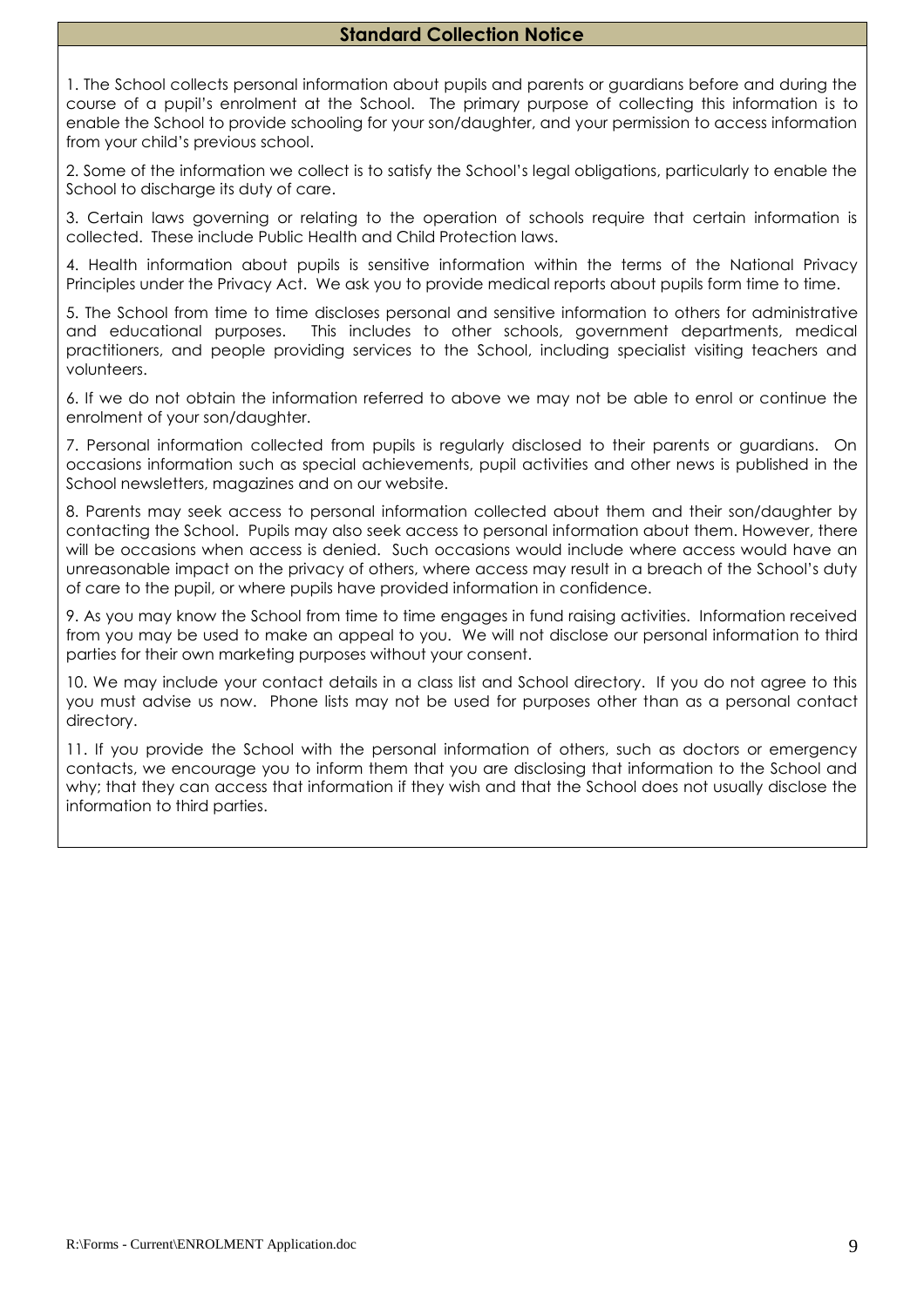## Standard Collection Notice

1. The School collects personal information about pupils and parents or guardians before and during the course of a pupil's enrolment at the School. The primary purpose of collecting this information is to enable the School to provide schooling for your son/daughter, and your permission to access information from your child's previous school.

2. Some of the information we collect is to satisfy the School's legal obligations, particularly to enable the School to discharge its duty of care.

3. Certain laws governing or relating to the operation of schools require that certain information is collected. These include Public Health and Child Protection laws.

4. Health information about pupils is sensitive information within the terms of the National Privacy Principles under the Privacy Act. We ask you to provide medical reports about pupils form time to time.

5. The School from time to time discloses personal and sensitive information to others for administrative and educational purposes. This includes to other schools, government departments, medical practitioners, and people providing services to the School, including specialist visiting teachers and volunteers.

6. If we do not obtain the information referred to above we may not be able to enrol or continue the enrolment of your son/daughter.

7. Personal information collected from pupils is regularly disclosed to their parents or guardians. On occasions information such as special achievements, pupil activities and other news is published in the School newsletters, magazines and on our website.

8. Parents may seek access to personal information collected about them and their son/daughter by contacting the School. Pupils may also seek access to personal information about them. However, there will be occasions when access is denied. Such occasions would include where access would have an unreasonable impact on the privacy of others, where access may result in a breach of the School's duty of care to the pupil, or where pupils have provided information in confidence.

9. As you may know the School from time to time engages in fund raising activities. Information received from you may be used to make an appeal to you. We will not disclose our personal information to third parties for their own marketing purposes without your consent.

10. We may include your contact details in a class list and School directory. If you do not agree to this you must advise us now. Phone lists may not be used for purposes other than as a personal contact directory.

11. If you provide the School with the personal information of others, such as doctors or emergency contacts, we encourage you to inform them that you are disclosing that information to the School and why; that they can access that information if they wish and that the School does not usually disclose the information to third parties.